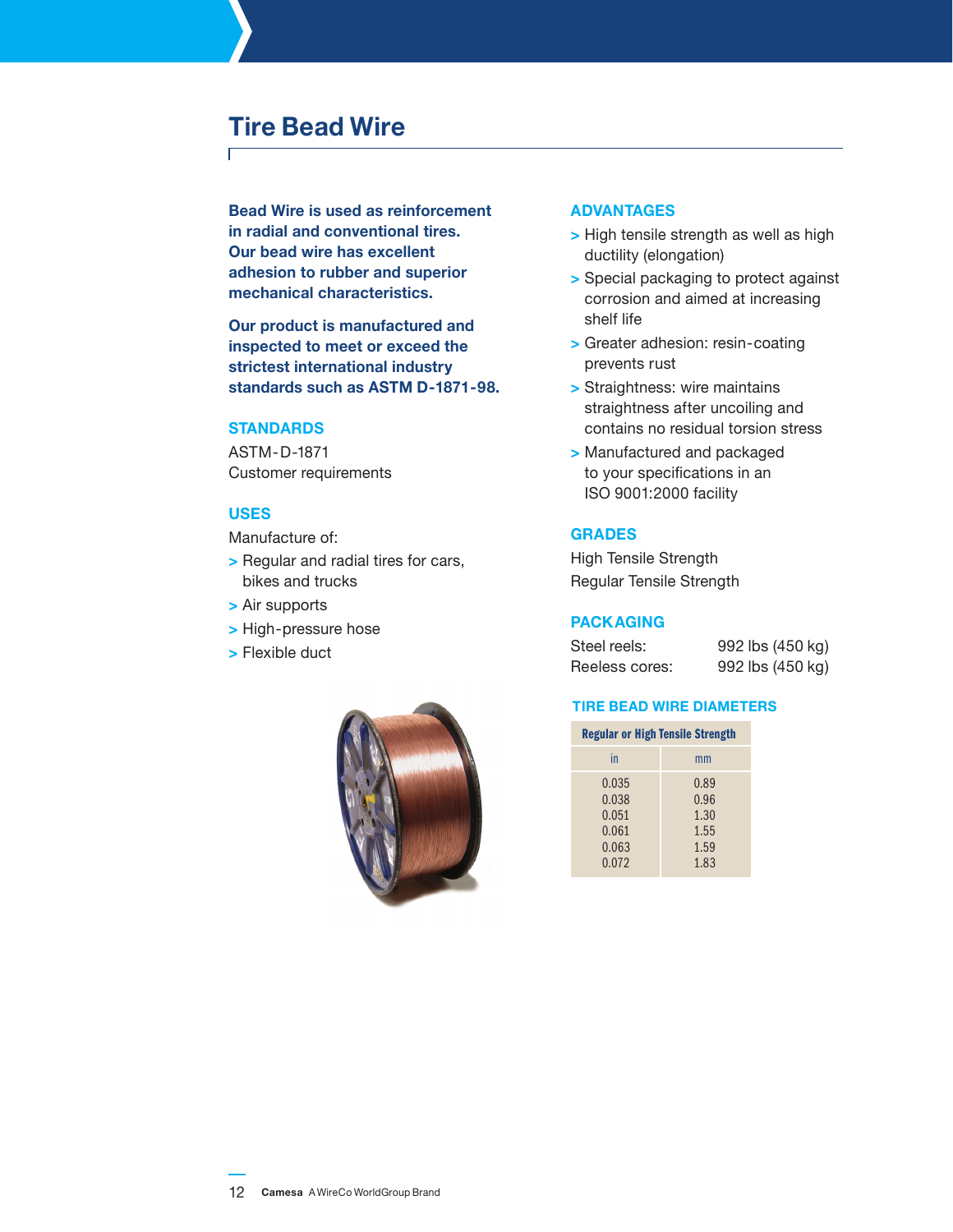# Tire Bead Wire

**Bead Wire is used as reinforcement in radial and conventional tires. Our bead wire has excellent adhesion to rubber and superior mechanical characteristics.**

**Our product is manufactured and inspected to meet or exceed the strictest international industry standards such as ASTM D-1871-98.**

## STANDARDS

ASTM-D-1871
Customer requirements

## USES

Manufacture of:

- Regular and radial tires for cars, bikes and trucks
- Air supports
- High-pressure hose
- Flexible duct

## ADVANTAGES

- High tensile strength as well as high ductility (elongation)
- Special packaging to protect against corrosion and aimed at increasing shelf life
- Greater adhesion: resin-coating prevents rust
- Straightness: wire maintains straightness after uncoiling and contains no residual torsion stress
- Manufactured and packaged to your specifications in an ISO 9001:2000 facility

## GRADES

High Tensile Strength
Regular Tensile Strength

## PACKAGING

| | |
|---|---|
| Steel reels: | 992 lbs (450 kg) |
| Reeless cores: | 992 lbs (450 kg) |

## TIRE BEAD WIRE DIAMETERS

| Regular or High Tensile Strength | |
|---|---|
| in | mm |
| 0.035 | 0.89 |
| 0.038 | 0.96 |
| 0.051 | 1.30 |
| 0.061 | 1.55 |
| 0.063 | 1.59 |
| 0.072 | 1.83 |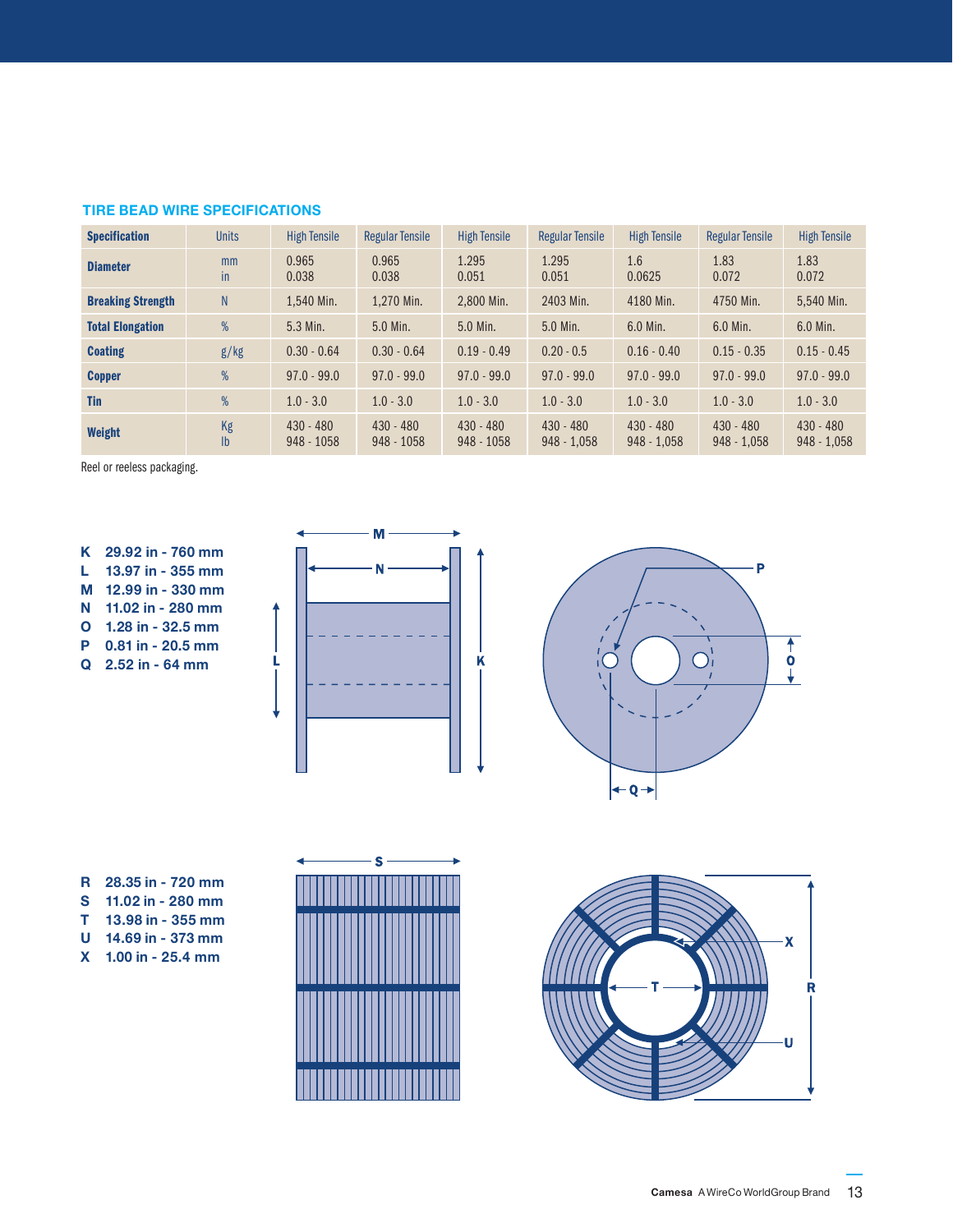## TIRE BEAD WIRE SPECIFICATIONS

| Specification | Units | High Tensile | Regular Tensile | High Tensile | Regular Tensile | High Tensile | Regular Tensile | High Tensile |
|---|---|---|---|---|---|---|---|---|
| Diameter | mm<br>in | 0.965<br>0.038 | 0.965<br>0.038 | 1.295<br>0.051 | 1.295<br>0.051 | 1.6<br>0.0625 | 1.83<br>0.072 | 1.83<br>0.072 |
| Breaking Strength | N | 1,540 Min. | 1,270 Min. | 2,800 Min. | 2403 Min. | 4180 Min. | 4750 Min. | 5,540 Min. |
| Total Elongation | % | 5.3 Min. | 5.0 Min. | 5.0 Min. | 5.0 Min. | 6.0 Min. | 6.0 Min. | 6.0 Min. |
| Coating | g/kg | 0.30 - 0.64 | 0.30 - 0.64 | 0.19 - 0.49 | 0.20 - 0.5 | 0.16 - 0.40 | 0.15 - 0.35 | 0.15 - 0.45 |
| Copper | % | 97.0 - 99.0 | 97.0 - 99.0 | 97.0 - 99.0 | 97.0 - 99.0 | 97.0 - 99.0 | 97.0 - 99.0 | 97.0 - 99.0 |
| Tin | % | 1.0 - 3.0 | 1.0 - 3.0 | 1.0 - 3.0 | 1.0 - 3.0 | 1.0 - 3.0 | 1.0 - 3.0 | 1.0 - 3.0 |
| Weight | Kg<br>lb | 430 - 480<br>948 - 1058 | 430 - 480<br>948 - 1058 | 430 - 480<br>948 - 1058 | 430 - 480<br>948 - 1,058 | 430 - 480<br>948 - 1,058 | 430 - 480<br>948 - 1,058 | 430 - 480<br>948 - 1,058 |

Reel or reeless packaging.

**K** 29.92 in - 760 mm
**L** 13.97 in - 355 mm
**M** 12.99 in - 330 mm
**N** 11.02 in - 280 mm
**O** 1.28 in - 32.5 mm
**P** 0.81 in - 20.5 mm
**Q** 2.52 in - 64 mm

M
N
L
K
P
O
Q

**R** 28.35 in - 720 mm
**S** 11.02 in - 280 mm
**T** 13.98 in - 355 mm
**U** 14.69 in - 373 mm
**X** 1.00 in - 25.4 mm

S
X
T
R
U

**Camesa** A WireCo WorldGroup Brand